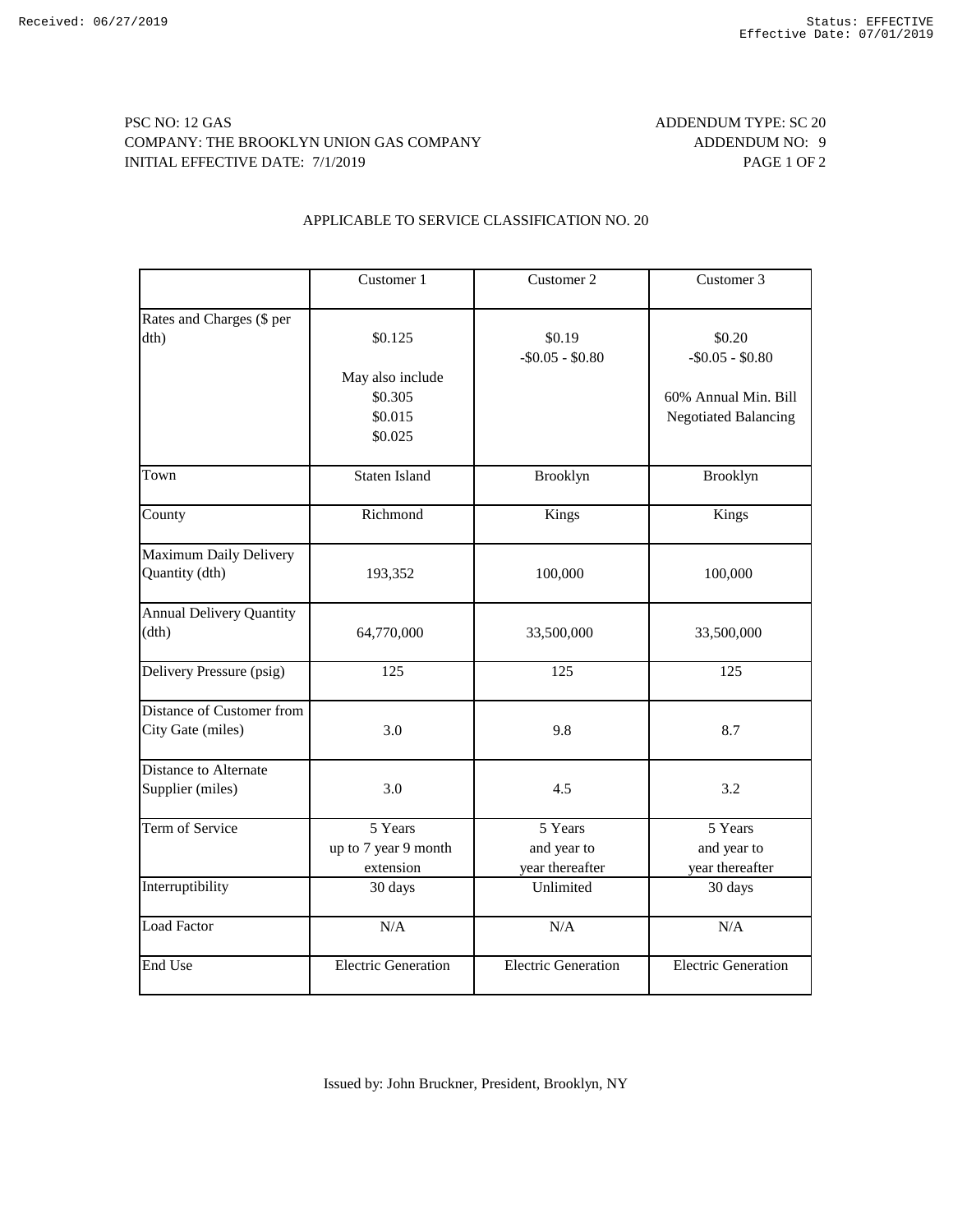PSC NO: 12 GAS
COMPANY: THE BROOKLYN UNION GAS COMPANY
INITIAL EFFECTIVE DATE: 7/1/2019

ADDENDUM TYPE: SC 20
ADDENDUM NO: 9

APPLICABLE TO SERVICE CLASSIFICATION NO. 20

| | Customer 1 | Customer 2 | Customer 3 |
|---|---|---|---|
| Rates and Charges ($ per dth) | $0.125<br><br>May also include<br>$0.305<br>$0.015<br>$0.025 | $0.19<br>-$0.05 - $0.80 | $0.20<br>-$0.05 - $0.80<br><br>60% Annual Min. Bill<br>Negotiated Balancing |
| Town | Staten Island | Brooklyn | Brooklyn |
| County | Richmond | Kings | Kings |
| Maximum Daily Delivery Quantity (dth) | 193,352 | 100,000 | 100,000 |
| Annual Delivery Quantity (dth) | 64,770,000 | 33,500,000 | 33,500,000 |
| Delivery Pressure (psig) | 125 | 125 | 125 |
| Distance of Customer from City Gate (miles) | 3.0 | 9.8 | 8.7 |
| Distance to Alternate Supplier (miles) | 3.0 | 4.5 | 3.2 |
| Term of Service | 5 Years<br>up to 7 year 9 month extension | 5 Years<br>and year to year thereafter | 5 Years<br>and year to year thereafter |
| Interruptibility | 30 days | Unlimited | 30 days |
| Load Factor | N/A | N/A | N/A |
| End Use | Electric Generation | Electric Generation | Electric Generation |

Issued by: John Bruckner, President, Brooklyn, NY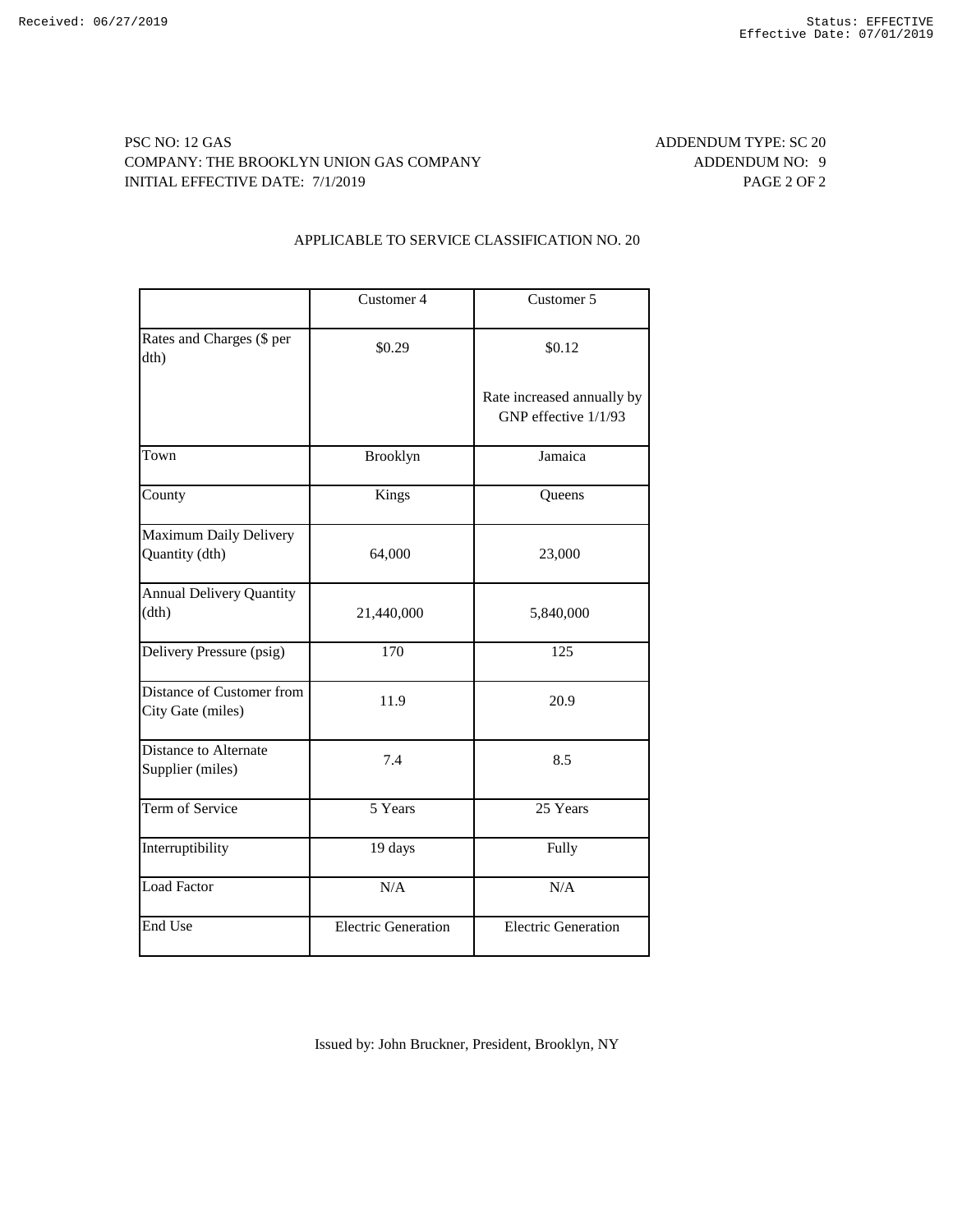PSC NO: 12 GAS
COMPANY: THE BROOKLYN UNION GAS COMPANY
INITIAL EFFECTIVE DATE: 7/1/2019

ADDENDUM TYPE: SC 20
ADDENDUM NO: 9
PAGE 2 OF 2

APPLICABLE TO SERVICE CLASSIFICATION NO. 20

| | Customer 4 | Customer 5 |
|---|---|---|
| Rates and Charges ($ per dth) | $0.29 | $0.12<br><br>Rate increased annually by GNP effective 1/1/93 |
| Town | Brooklyn | Jamaica |
| County | Kings | Queens |
| Maximum Daily Delivery Quantity (dth) | 64,000 | 23,000 |
| Annual Delivery Quantity (dth) | 21,440,000 | 5,840,000 |
| Delivery Pressure (psig) | 170 | 125 |
| Distance of Customer from City Gate (miles) | 11.9 | 20.9 |
| Distance to Alternate Supplier (miles) | 7.4 | 8.5 |
| Term of Service | 5 Years | 25 Years |
| Interruptibility | 19 days | Fully |
| Load Factor | N/A | N/A |
| End Use | Electric Generation | Electric Generation |

Issued by: John Bruckner, President, Brooklyn, NY